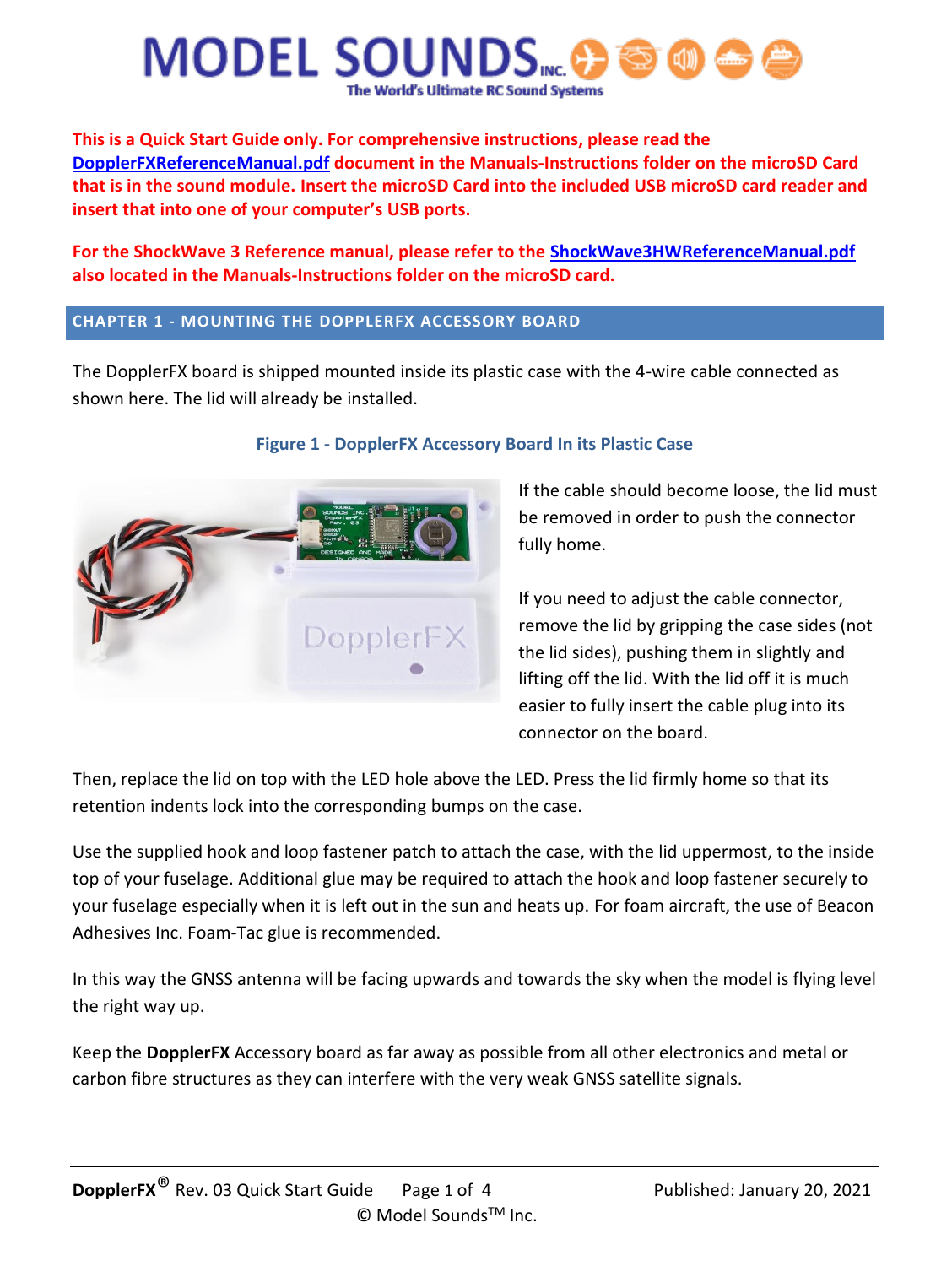# MODEL SOUNDS INC.

The World's Ultimate RC Sound Systems

**This is a Quick Start Guide only. For comprehensive instructions, please read the DopplerFXReferenceManual.pdf document in the Manuals-Instructions folder on the microSD Card that is in the sound module. Insert the microSD Card into the included USB microSD card reader and insert that into one of your computer's USB ports.**

**For the ShockWave 3 Reference manual, please refer to the ShockWave3HWReferenceManual.pdf also located in the Manuals-Instructions folder on the microSD card.**

## CHAPTER 1 - MOUNTING THE DOPPLERFX ACCESSORY BOARD

The DopplerFX board is shipped mounted inside its plastic case with the 4-wire cable connected as shown here. The lid will already be installed.

**Figure 1 - DopplerFX Accessory Board In its Plastic Case**

If the cable should become loose, the lid must be removed in order to push the connector fully home.

If you need to adjust the cable connector, remove the lid by gripping the case sides (not the lid sides), pushing them in slightly and lifting off the lid. With the lid off it is much easier to fully insert the cable plug into its connector on the board.

Then, replace the lid on top with the LED hole above the LED. Press the lid firmly home so that its retention indents lock into the corresponding bumps on the case.

Use the supplied hook and loop fastener patch to attach the case, with the lid uppermost, to the inside top of your fuselage. Additional glue may be required to attach the hook and loop fastener securely to your fuselage especially when it is left out in the sun and heats up. For foam aircraft, the use of Beacon Adhesives Inc. Foam-Tac glue is recommended.

In this way the GNSS antenna will be facing upwards and towards the sky when the model is flying level the right way up.

Keep the **DopplerFX** Accessory board as far away as possible from all other electronics and metal or carbon fibre structures as they can interfere with the very weak GNSS satellite signals.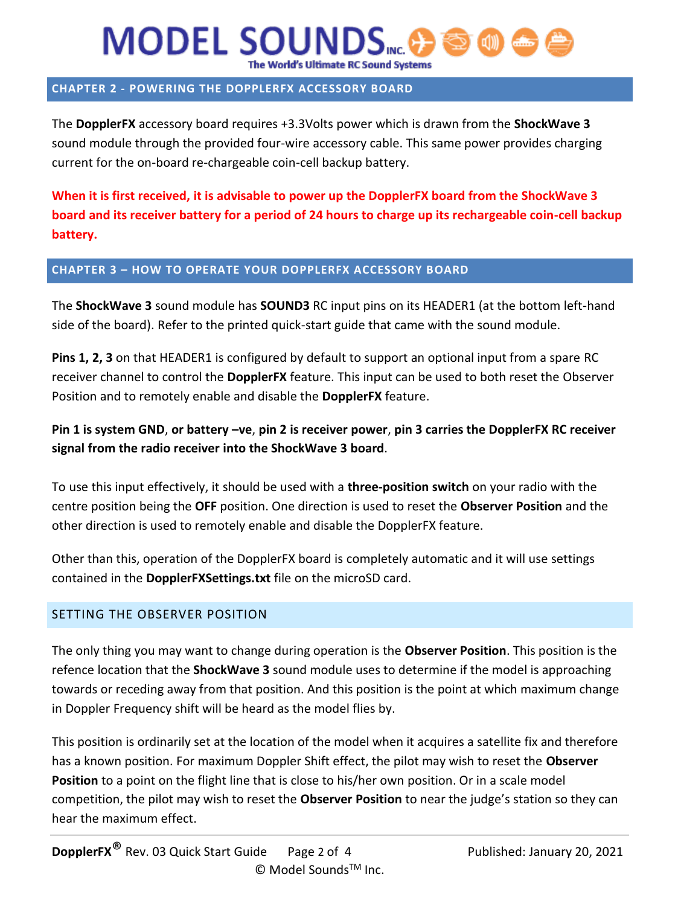## CHAPTER 2 - POWERING THE DOPPLERFX ACCESSORY BOARD

The **DopplerFX** accessory board requires +3.3Volts power which is drawn from the **ShockWave 3** sound module through the provided four-wire accessory cable. This same power provides charging current for the on-board re-chargeable coin-cell backup battery.

**When it is first received, it is advisable to power up the DopplerFX board from the ShockWave 3 board and its receiver battery for a period of 24 hours to charge up its rechargeable coin-cell backup battery.**

## CHAPTER 3 – HOW TO OPERATE YOUR DOPPLERFX ACCESSORY BOARD

The **ShockWave 3** sound module has **SOUND3** RC input pins on its HEADER1 (at the bottom left-hand side of the board). Refer to the printed quick-start guide that came with the sound module.

**Pins 1, 2, 3** on that HEADER1 is configured by default to support an optional input from a spare RC receiver channel to control the **DopplerFX** feature. This input can be used to both reset the Observer Position and to remotely enable and disable the **DopplerFX** feature.

**Pin 1 is system GND**, **or battery –ve**, **pin 2 is receiver power**, **pin 3 carries the DopplerFX RC receiver signal from the radio receiver into the ShockWave 3 board**.

To use this input effectively, it should be used with a **three-position switch** on your radio with the centre position being the **OFF** position. One direction is used to reset the **Observer Position** and the other direction is used to remotely enable and disable the DopplerFX feature.

Other than this, operation of the DopplerFX board is completely automatic and it will use settings contained in the **DopplerFXSettings.txt** file on the microSD card.

### SETTING THE OBSERVER POSITION

The only thing you may want to change during operation is the **Observer Position**. This position is the refence location that the **ShockWave 3** sound module uses to determine if the model is approaching towards or receding away from that position. And this position is the point at which maximum change in Doppler Frequency shift will be heard as the model flies by.

This position is ordinarily set at the location of the model when it acquires a satellite fix and therefore has a known position. For maximum Doppler Shift effect, the pilot may wish to reset the **Observer Position** to a point on the flight line that is close to his/her own position. Or in a scale model competition, the pilot may wish to reset the **Observer Position** to near the judge's station so they can hear the maximum effect.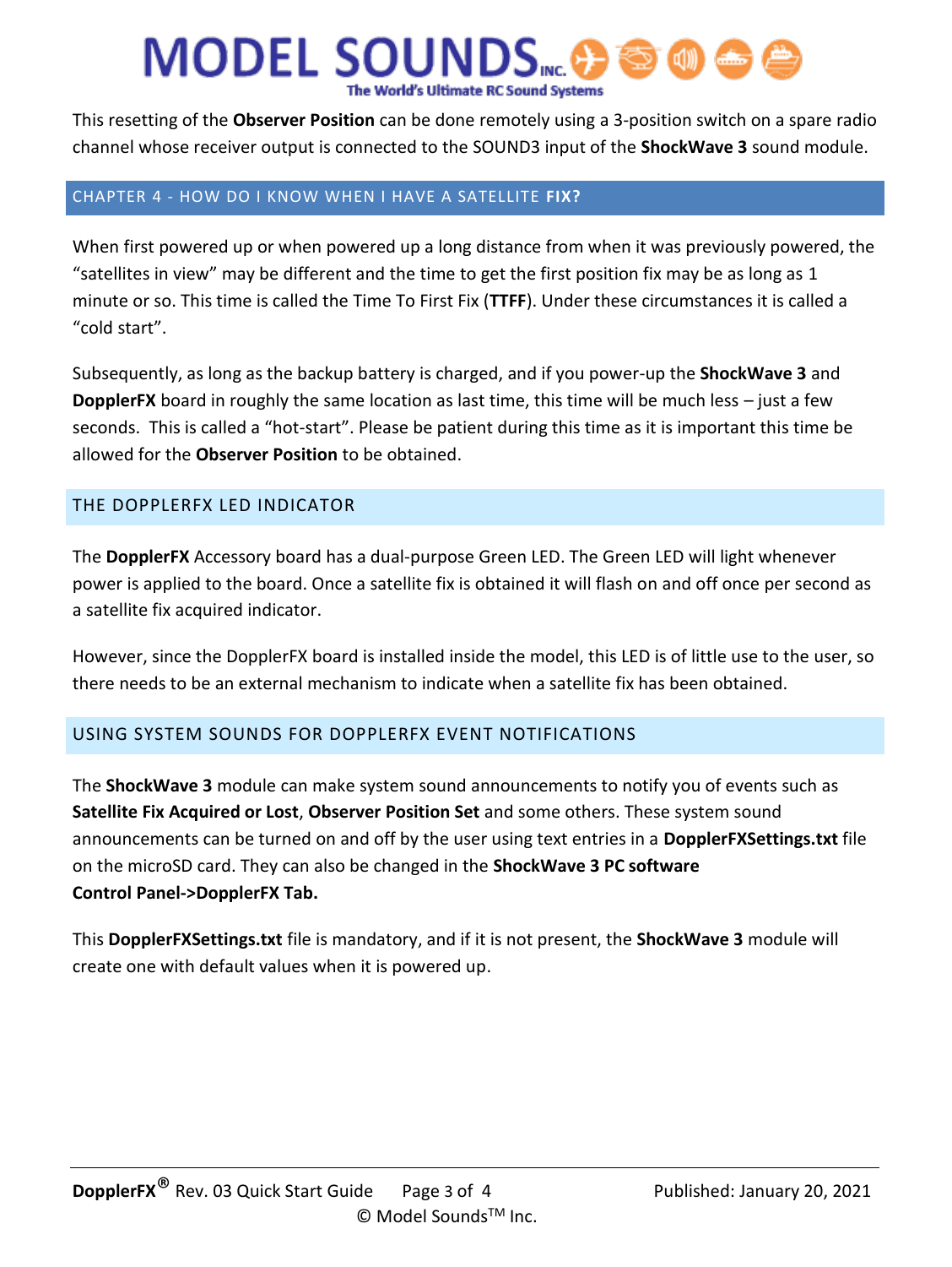This resetting of the **Observer Position** can be done remotely using a 3-position switch on a spare radio channel whose receiver output is connected to the SOUND3 input of the **ShockWave 3** sound module.

## CHAPTER 4 - HOW DO I KNOW WHEN I HAVE A SATELLITE **FIX?**

When first powered up or when powered up a long distance from when it was previously powered, the “satellites in view” may be different and the time to get the first position fix may be as long as 1 minute or so. This time is called the Time To First Fix (**TTFF**). Under these circumstances it is called a “cold start”.

Subsequently, as long as the backup battery is charged, and if you power-up the **ShockWave 3** and **DopplerFX** board in roughly the same location as last time, this time will be much less – just a few seconds.  This is called a “hot-start”. Please be patient during this time as it is important this time be allowed for the **Observer Position** to be obtained.

### THE DOPPLERFX LED INDICATOR

The **DopplerFX** Accessory board has a dual-purpose Green LED. The Green LED will light whenever power is applied to the board. Once a satellite fix is obtained it will flash on and off once per second as a satellite fix acquired indicator.

However, since the DopplerFX board is installed inside the model, this LED is of little use to the user, so there needs to be an external mechanism to indicate when a satellite fix has been obtained.

### USING SYSTEM SOUNDS FOR DOPPLERFX EVENT NOTIFICATIONS

The **ShockWave 3** module can make system sound announcements to notify you of events such as **Satellite Fix Acquired or Lost**, **Observer Position Set** and some others. These system sound announcements can be turned on and off by the user using text entries in a **DopplerFXSettings.txt** file on the microSD card. They can also be changed in the **ShockWave 3 PC software Control Panel->DopplerFX Tab.**

This **DopplerFXSettings.txt** file is mandatory, and if it is not present, the **ShockWave 3** module will create one with default values when it is powered up.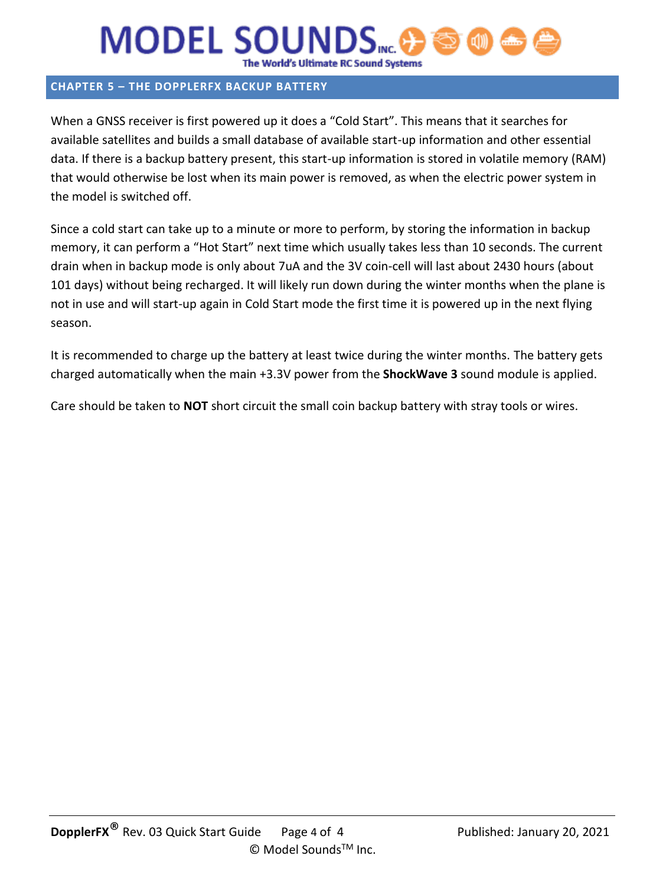## CHAPTER 5 – THE DOPPLERFX BACKUP BATTERY

When a GNSS receiver is first powered up it does a “Cold Start”. This means that it searches for available satellites and builds a small database of available start-up information and other essential data. If there is a backup battery present, this start-up information is stored in volatile memory (RAM) that would otherwise be lost when its main power is removed, as when the electric power system in the model is switched off.

Since a cold start can take up to a minute or more to perform, by storing the information in backup memory, it can perform a “Hot Start” next time which usually takes less than 10 seconds. The current drain when in backup mode is only about 7uA and the 3V coin-cell will last about 2430 hours (about 101 days) without being recharged. It will likely run down during the winter months when the plane is not in use and will start-up again in Cold Start mode the first time it is powered up in the next flying season.

It is recommended to charge up the battery at least twice during the winter months. The battery gets charged automatically when the main +3.3V power from the **ShockWave 3** sound module is applied.

Care should be taken to **NOT** short circuit the small coin backup battery with stray tools or wires.